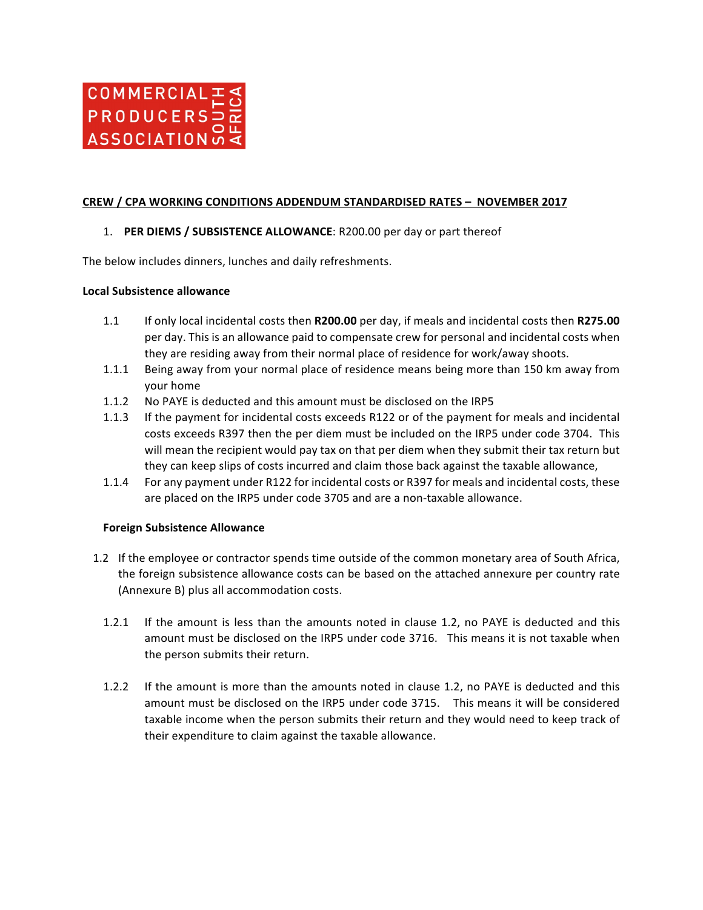COMMERCIAL PRODUCERS ASSOCIATION SOUTH AFRICA

**CREW / CPA WORKING CONDITIONS ADDENDUM STANDARDISED RATES – NOVEMBER 2017**

1. **PER DIEMS / SUBSISTENCE ALLOWANCE**: R200.00 per day or part thereof

The below includes dinners, lunches and daily refreshments.

**Local Subsistence allowance**

- 1.1 If only local incidental costs then **R200.00** per day, if meals and incidental costs then **R275.00** per day. This is an allowance paid to compensate crew for personal and incidental costs when they are residing away from their normal place of residence for work/away shoots.
- 1.1.1 Being away from your normal place of residence means being more than 150 km away from your home
- 1.1.2 No PAYE is deducted and this amount must be disclosed on the IRP5
- 1.1.3 If the payment for incidental costs exceeds R122 or of the payment for meals and incidental costs exceeds R397 then the per diem must be included on the IRP5 under code 3704. This will mean the recipient would pay tax on that per diem when they submit their tax return but they can keep slips of costs incurred and claim those back against the taxable allowance,
- 1.1.4 For any payment under R122 for incidental costs or R397 for meals and incidental costs, these are placed on the IRP5 under code 3705 and are a non-taxable allowance.

**Foreign Subsistence Allowance**

1.2 If the employee or contractor spends time outside of the common monetary area of South Africa, the foreign subsistence allowance costs can be based on the attached annexure per country rate (Annexure B) plus all accommodation costs.

- 1.2.1 If the amount is less than the amounts noted in clause 1.2, no PAYE is deducted and this amount must be disclosed on the IRP5 under code 3716. This means it is not taxable when the person submits their return.

- 1.2.2 If the amount is more than the amounts noted in clause 1.2, no PAYE is deducted and this amount must be disclosed on the IRP5 under code 3715. This means it will be considered taxable income when the person submits their return and they would need to keep track of their expenditure to claim against the taxable allowance.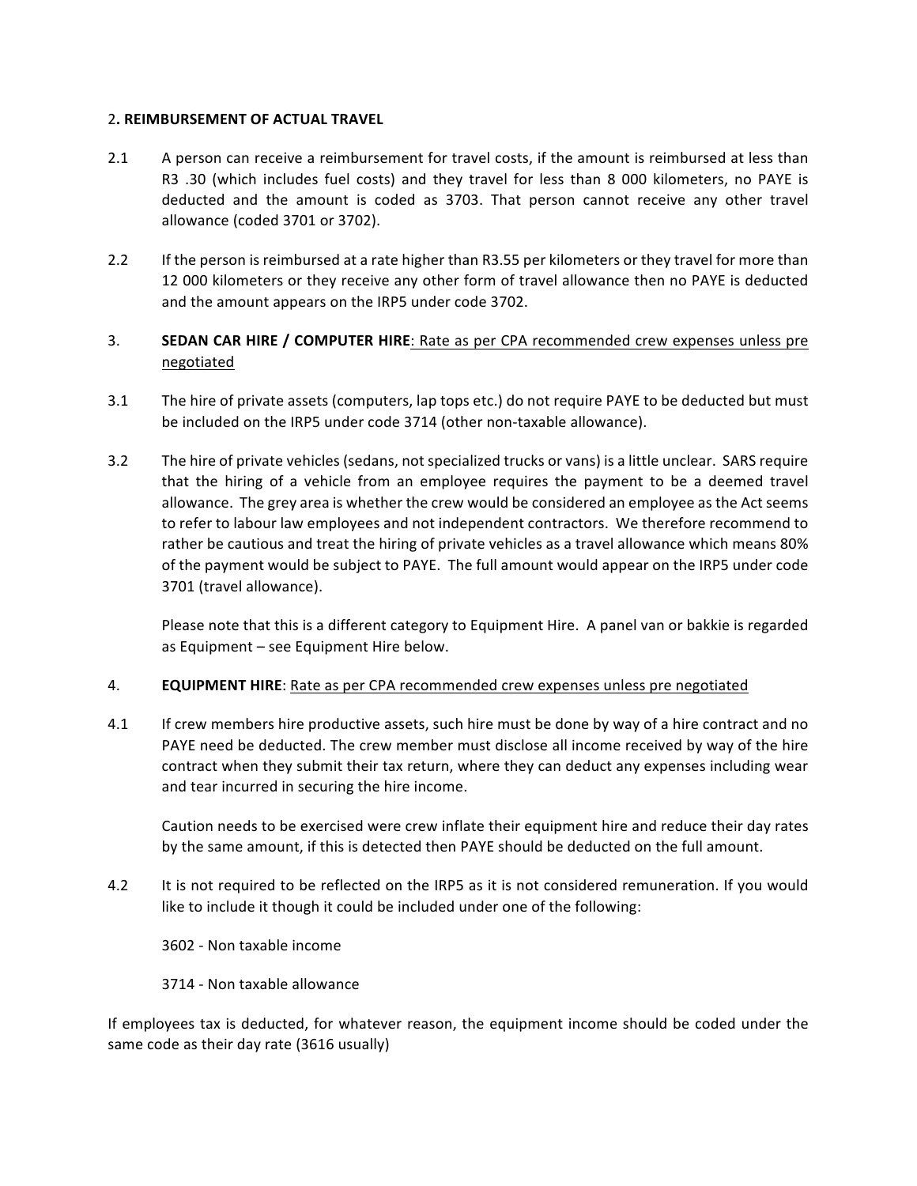## 2. REIMBURSEMENT OF ACTUAL TRAVEL

2.1 A person can receive a reimbursement for travel costs, if the amount is reimbursed at less than R3 .30 (which includes fuel costs) and they travel for less than 8 000 kilometers, no PAYE is deducted and the amount is coded as 3703. That person cannot receive any other travel allowance (coded 3701 or 3702).

2.2 If the person is reimbursed at a rate higher than R3.55 per kilometers or they travel for more than 12 000 kilometers or they receive any other form of travel allowance then no PAYE is deducted and the amount appears on the IRP5 under code 3702.

## 3. SEDAN CAR HIRE / COMPUTER HIRE: Rate as per CPA recommended crew expenses unless pre negotiated

3.1 The hire of private assets (computers, lap tops etc.) do not require PAYE to be deducted but must be included on the IRP5 under code 3714 (other non-taxable allowance).

3.2 The hire of private vehicles (sedans, not specialized trucks or vans) is a little unclear. SARS require that the hiring of a vehicle from an employee requires the payment to be a deemed travel allowance. The grey area is whether the crew would be considered an employee as the Act seems to refer to labour law employees and not independent contractors. We therefore recommend to rather be cautious and treat the hiring of private vehicles as a travel allowance which means 80% of the payment would be subject to PAYE. The full amount would appear on the IRP5 under code 3701 (travel allowance).

Please note that this is a different category to Equipment Hire. A panel van or bakkie is regarded as Equipment – see Equipment Hire below.

## 4. EQUIPMENT HIRE: Rate as per CPA recommended crew expenses unless pre negotiated

4.1 If crew members hire productive assets, such hire must be done by way of a hire contract and no PAYE need be deducted. The crew member must disclose all income received by way of the hire contract when they submit their tax return, where they can deduct any expenses including wear and tear incurred in securing the hire income.

Caution needs to be exercised were crew inflate their equipment hire and reduce their day rates by the same amount, if this is detected then PAYE should be deducted on the full amount.

4.2 It is not required to be reflected on the IRP5 as it is not considered remuneration. If you would like to include it though it could be included under one of the following:

3602 - Non taxable income

3714 - Non taxable allowance

If employees tax is deducted, for whatever reason, the equipment income should be coded under the same code as their day rate (3616 usually)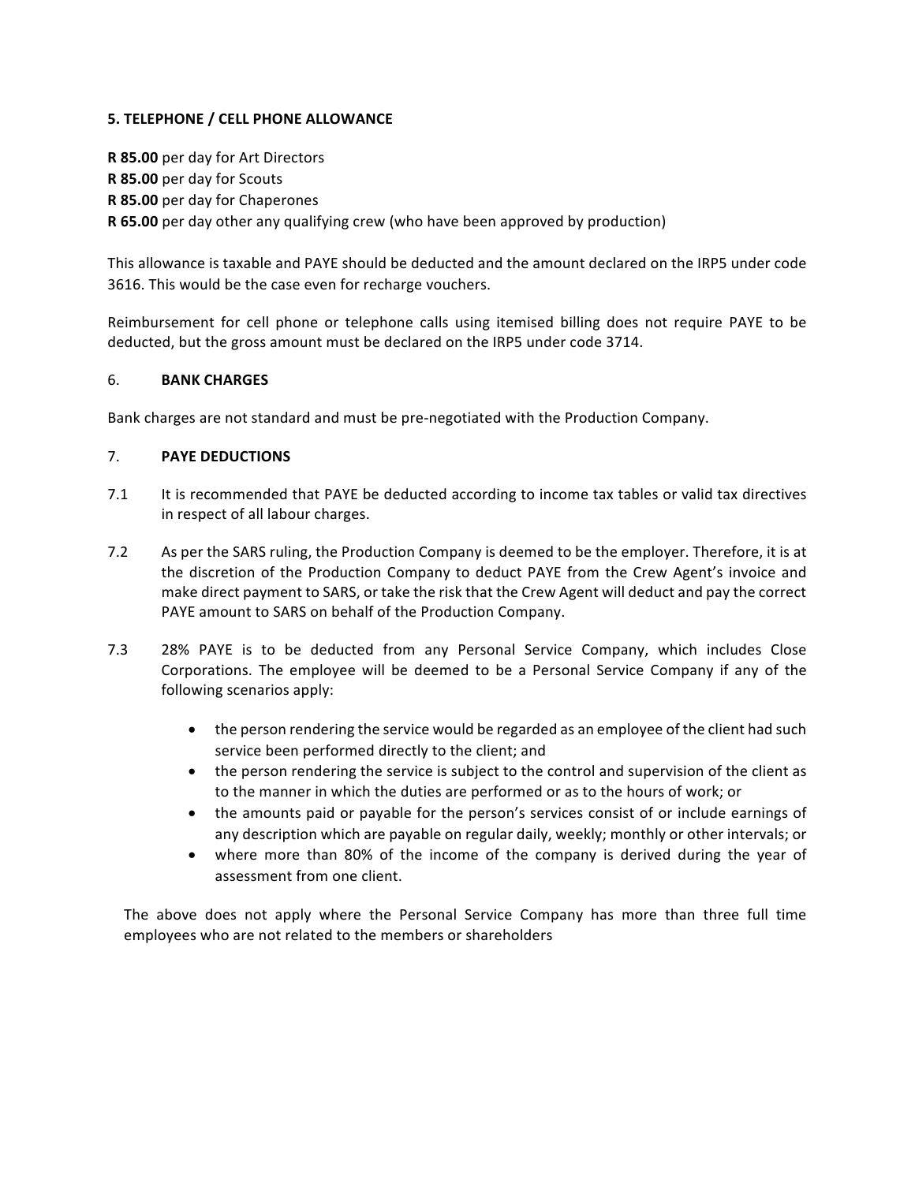## 5. TELEPHONE / CELL PHONE ALLOWANCE

**R 85.00** per day for Art Directors
**R 85.00** per day for Scouts
**R 85.00** per day for Chaperones
**R 65.00** per day other any qualifying crew (who have been approved by production)

This allowance is taxable and PAYE should be deducted and the amount declared on the IRP5 under code 3616. This would be the case even for recharge vouchers.

Reimbursement for cell phone or telephone calls using itemised billing does not require PAYE to be deducted, but the gross amount must be declared on the IRP5 under code 3714.

## 6. BANK CHARGES

Bank charges are not standard and must be pre-negotiated with the Production Company.

## 7. PAYE DEDUCTIONS

7.1 It is recommended that PAYE be deducted according to income tax tables or valid tax directives in respect of all labour charges.

7.2 As per the SARS ruling, the Production Company is deemed to be the employer. Therefore, it is at the discretion of the Production Company to deduct PAYE from the Crew Agent's invoice and make direct payment to SARS, or take the risk that the Crew Agent will deduct and pay the correct PAYE amount to SARS on behalf of the Production Company.

7.3 28% PAYE is to be deducted from any Personal Service Company, which includes Close Corporations. The employee will be deemed to be a Personal Service Company if any of the following scenarios apply:

- the person rendering the service would be regarded as an employee of the client had such service been performed directly to the client; and
- the person rendering the service is subject to the control and supervision of the client as to the manner in which the duties are performed or as to the hours of work; or
- the amounts paid or payable for the person's services consist of or include earnings of any description which are payable on regular daily, weekly; monthly or other intervals; or
- where more than 80% of the income of the company is derived during the year of assessment from one client.

The above does not apply where the Personal Service Company has more than three full time employees who are not related to the members or shareholders